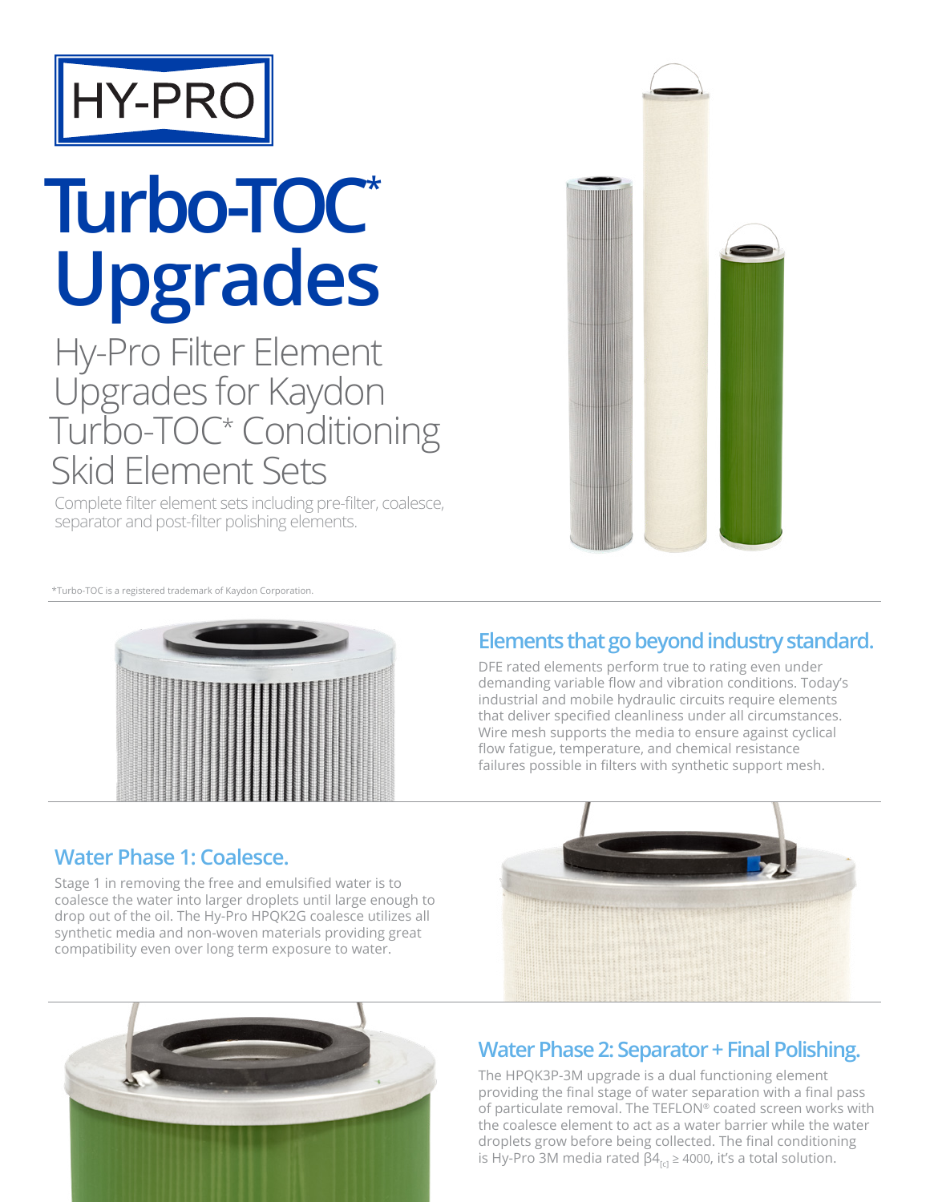HY-PRO

# Turbo-TOC* Upgrades

## Hy-Pro Filter Element Upgrades for Kaydon Turbo-TOC* Conditioning Skid Element Sets

Complete filter element sets including pre-filter, coalesce, separator and post-filter polishing elements.

*Turbo-TOC is a registered trademark of Kaydon Corporation.

### Elements that go beyond industry standard.

DFE rated elements perform true to rating even under demanding variable flow and vibration conditions. Today's industrial and mobile hydraulic circuits require elements that deliver specified cleanliness under all circumstances. Wire mesh supports the media to ensure against cyclical flow fatigue, temperature, and chemical resistance failures possible in filters with synthetic support mesh.

### Water Phase 1: Coalesce.

Stage 1 in removing the free and emulsified water is to coalesce the water into larger droplets until large enough to drop out of the oil. The Hy-Pro HPQK2G coalesce utilizes all synthetic media and non-woven materials providing great compatibility even over long term exposure to water.

### Water Phase 2: Separator + Final Polishing.

The HPQK3P-3M upgrade is a dual functioning element providing the final stage of water separation with a final pass of particulate removal. The TEFLON® coated screen works with the coalesce element to act as a water barrier while the water droplets grow before being collected. The final conditioning is Hy-Pro 3M media rated $\beta 4_{[c]} \geq 4000$, it's a total solution.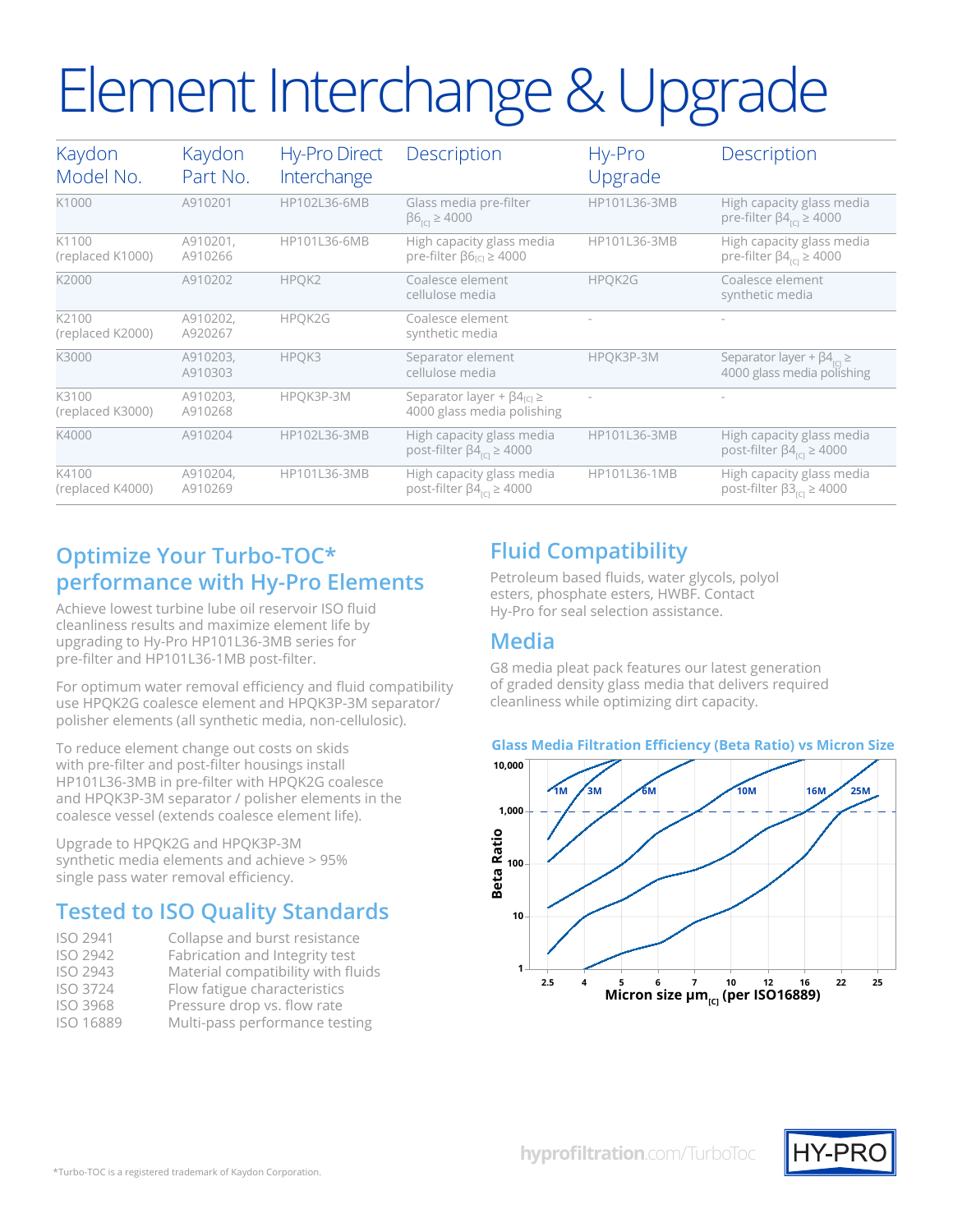# Element Interchange & Upgrade

| Kaydon Model No. | Kaydon Part No. | Hy-Pro Direct Interchange | Description | Hy-Pro Upgrade | Description |
|---|---|---|---|---|---|
| K1000 | A910201 | HP102L36-6MB | Glass media pre-filter $\beta 6_{[C]} \geq 4000$ | HP101L36-3MB | High capacity glass media pre-filter $\beta 4_{[C]} \geq 4000$ |
| K1100 (replaced K1000) | A910201, A910266 | HP101L36-6MB | High capacity glass media pre-filter $\beta 6_{[C]} \geq 4000$ | HP101L36-3MB | High capacity glass media pre-filter $\beta 4_{[C]} \geq 4000$ |
| K2000 | A910202 | HPQK2 | Coalesce element cellulose media | HPQK2G | Coalesce element synthetic media |
| K2100 (replaced K2000) | A910202, A920267 | HPQK2G | Coalesce element synthetic media | - | - |
| K3000 | A910203, A910303 | HPQK3 | Separator element cellulose media | HPQK3P-3M | Separator layer + $\beta 4_{[C]} \geq$ 4000 glass media polishing |
| K3100 (replaced K3000) | A910203, A910268 | HPQK3P-3M | Separator layer + $\beta 4_{[C]} \geq$ 4000 glass media polishing | - | - |
| K4000 | A910204 | HP102L36-3MB | High capacity glass media post-filter $\beta 4_{[C]} \geq 4000$ | HP101L36-3MB | High capacity glass media post-filter $\beta 4_{[C]} \geq 4000$ |
| K4100 (replaced K4000) | A910204, A910269 | HP101L36-3MB | High capacity glass media post-filter $\beta 4_{[C]} \geq 4000$ | HP101L36-1MB | High capacity glass media post-filter $\beta 3_{[C]} \geq 4000$ |

## Optimize Your Turbo-TOC* performance with Hy-Pro Elements

Achieve lowest turbine lube oil reservoir ISO fluid cleanliness results and maximize element life by upgrading to Hy-Pro HP101L36-3MB series for pre-filter and HP101L36-1MB post-filter.

For optimum water removal efficiency and fluid compatibility use HPQK2G coalesce element and HPQK3P-3M separator/ polisher elements (all synthetic media, non-cellulosic).

To reduce element change out costs on skids with pre-filter and post-filter housings install HP101L36-3MB in pre-filter with HPQK2G coalesce and HPQK3P-3M separator / polisher elements in the coalesce vessel (extends coalesce element life).

Upgrade to HPQK2G and HPQK3P-3M synthetic media elements and achieve > 95% single pass water removal efficiency.

## Tested to ISO Quality Standards

| | |
|---|---|
| ISO 2941 | Collapse and burst resistance |
| ISO 2942 | Fabrication and Integrity test |
| ISO 2943 | Material compatibility with fluids |
| ISO 3724 | Flow fatigue characteristics |
| ISO 3968 | Pressure drop vs. flow rate |
| ISO 16889 | Multi-pass performance testing |

## Fluid Compatibility

Petroleum based fluids, water glycols, polyol esters, phosphate esters, HWBF. Contact Hy-Pro for seal selection assistance.

## Media

G8 media pleat pack features our latest generation of graded density glass media that delivers required cleanliness while optimizing dirt capacity.

**Glass Media Filtration Efficiency (Beta Ratio) vs Micron Size**

Beta Ratio

10,000
1,000
100
10
1

1M 3M 6M 10M 16M 25M

2.5 4 5 6 7 10 12 16 22 25

Micron size $\mu m_{[C]}$ (per ISO16889)

*Turbo-TOC is a registered trademark of Kaydon Corporation.